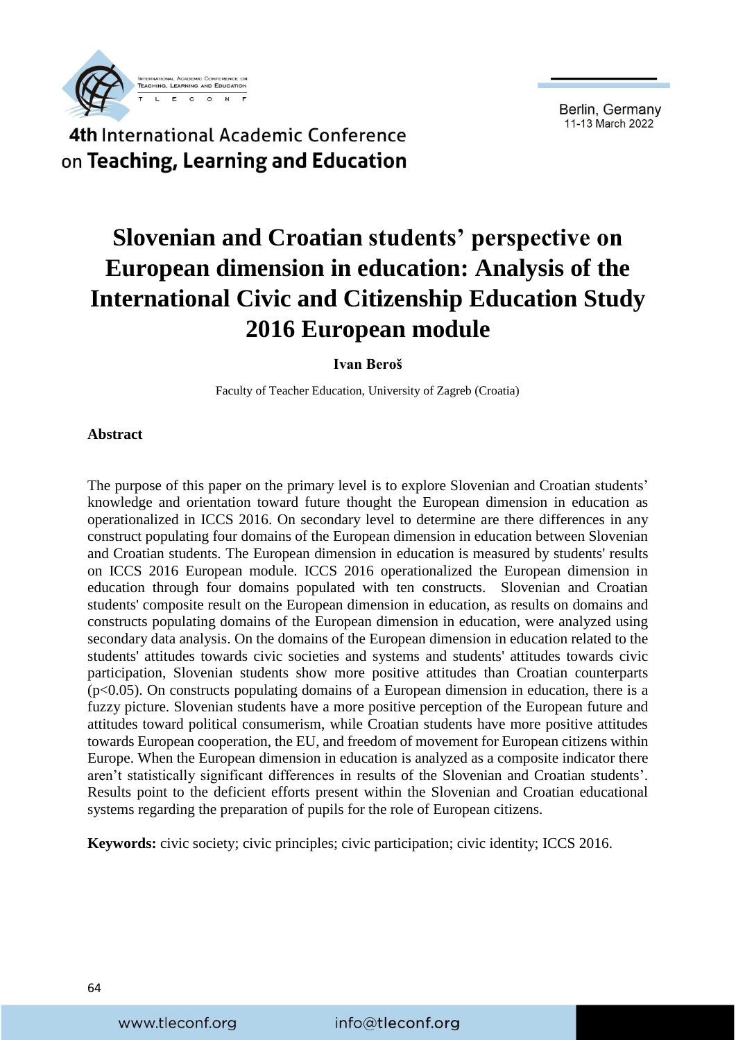# Slovenian and Croatian students' perspective on European dimension in education: Analysis of the International Civic and Citizenship Education Study 2016 European module

**Ivan Beroš**

Faculty of Teacher Education, University of Zagreb (Croatia)

## Abstract

The purpose of this paper on the primary level is to explore Slovenian and Croatian students' knowledge and orientation toward future thought the European dimension in education as operationalized in ICCS 2016. On secondary level to determine are there differences in any construct populating four domains of the European dimension in education between Slovenian and Croatian students. The European dimension in education is measured by students' results on ICCS 2016 European module. ICCS 2016 operationalized the European dimension in education through four domains populated with ten constructs. Slovenian and Croatian students' composite result on the European dimension in education, as results on domains and constructs populating domains of the European dimension in education, were analyzed using secondary data analysis. On the domains of the European dimension in education related to the students' attitudes towards civic societies and systems and students' attitudes towards civic participation, Slovenian students show more positive attitudes than Croatian counterparts ($p<0.05$). On constructs populating domains of a European dimension in education, there is a fuzzy picture. Slovenian students have a more positive perception of the European future and attitudes toward political consumerism, while Croatian students have more positive attitudes towards European cooperation, the EU, and freedom of movement for European citizens within Europe. When the European dimension in education is analyzed as a composite indicator there aren't statistically significant differences in results of the Slovenian and Croatian students'. Results point to the deficient efforts present within the Slovenian and Croatian educational systems regarding the preparation of pupils for the role of European citizens.

**Keywords:** civic society; civic principles; civic participation; civic identity; ICCS 2016.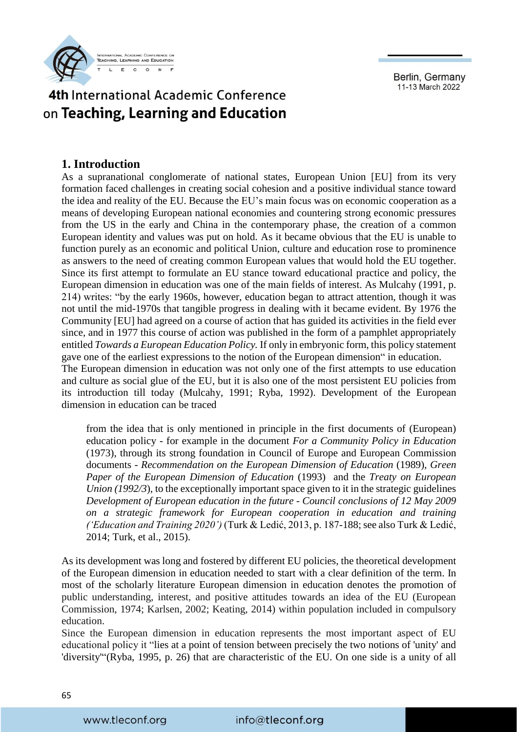## 1. Introduction

As a supranational conglomerate of national states, European Union [EU] from its very formation faced challenges in creating social cohesion and a positive individual stance toward the idea and reality of the EU. Because the EU's main focus was on economic cooperation as a means of developing European national economies and countering strong economic pressures from the US in the early and China in the contemporary phase, the creation of a common European identity and values was put on hold. As it became obvious that the EU is unable to function purely as an economic and political Union, culture and education rose to prominence as answers to the need of creating common European values that would hold the EU together. Since its first attempt to formulate an EU stance toward educational practice and policy, the European dimension in education was one of the main fields of interest. As Mulcahy (1991, p. 214) writes: "by the early 1960s, however, education began to attract attention, though it was not until the mid-1970s that tangible progress in dealing with it became evident. By 1976 the Community [EU] had agreed on a course of action that has guided its activities in the field ever since, and in 1977 this course of action was published in the form of a pamphlet appropriately entitled *Towards a European Education Policy.* If only in embryonic form, this policy statement gave one of the earliest expressions to the notion of the European dimension" in education.

The European dimension in education was not only one of the first attempts to use education and culture as social glue of the EU, but it is also one of the most persistent EU policies from its introduction till today (Mulcahy, 1991; Ryba, 1992). Development of the European dimension in education can be traced

> from the idea that is only mentioned in principle in the first documents of (European) education policy - for example in the document *For a Community Policy in Education* (1973), through its strong foundation in Council of Europe and European Commission documents - *Recommendation on the European Dimension of Education* (1989), *Green Paper of the European Dimension of Education* (1993) and the *Treaty on European Union (1992/3*), to the exceptionally important space given to it in the strategic guidelines *Development of European education in the future - Council conclusions of 12 May 2009 on a strategic framework for European cooperation in education and training ('Education and Training 2020')* (Turk & Ledić, 2013, p. 187-188; see also Turk & Ledić, 2014; Turk, et al., 2015).

As its development was long and fostered by different EU policies, the theoretical development of the European dimension in education needed to start with a clear definition of the term. In most of the scholarly literature European dimension in education denotes the promotion of public understanding, interest, and positive attitudes towards an idea of the EU (European Commission, 1974; Karlsen, 2002; Keating, 2014) within population included in compulsory education.

Since the European dimension in education represents the most important aspect of EU educational policy it "lies at a point of tension between precisely the two notions of 'unity' and 'diversity'"(Ryba, 1995, p. 26) that are characteristic of the EU. On one side is a unity of all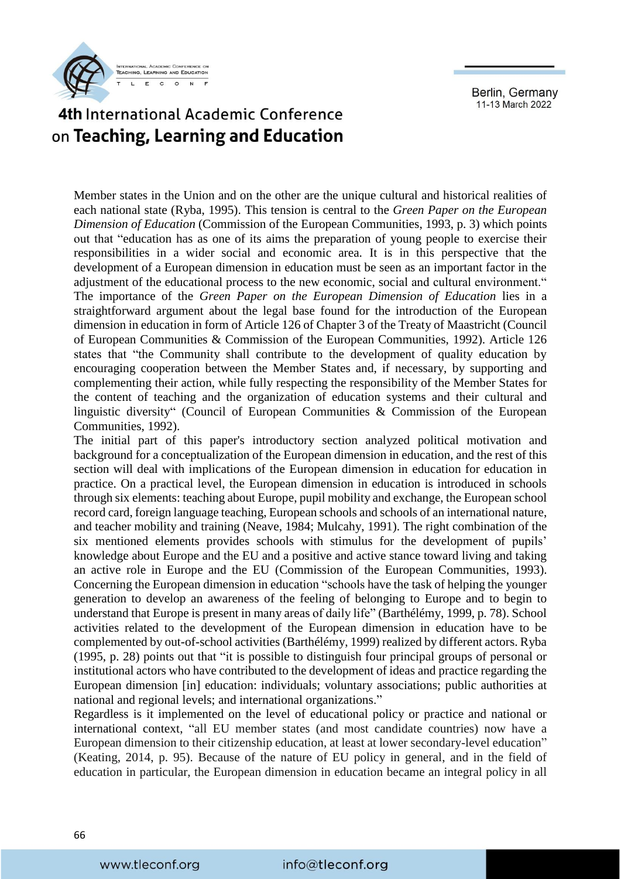Member states in the Union and on the other are the unique cultural and historical realities of each national state (Ryba, 1995). This tension is central to the *Green Paper on the European Dimension of Education* (Commission of the European Communities, 1993, p. 3) which points out that "education has as one of its aims the preparation of young people to exercise their responsibilities in a wider social and economic area. It is in this perspective that the development of a European dimension in education must be seen as an important factor in the adjustment of the educational process to the new economic, social and cultural environment." The importance of the *Green Paper on the European Dimension of Education* lies in a straightforward argument about the legal base found for the introduction of the European dimension in education in form of Article 126 of Chapter 3 of the Treaty of Maastricht (Council of European Communities & Commission of the European Communities, 1992). Article 126 states that "the Community shall contribute to the development of quality education by encouraging cooperation between the Member States and, if necessary, by supporting and complementing their action, while fully respecting the responsibility of the Member States for the content of teaching and the organization of education systems and their cultural and linguistic diversity" (Council of European Communities & Commission of the European Communities, 1992).

The initial part of this paper's introductory section analyzed political motivation and background for a conceptualization of the European dimension in education, and the rest of this section will deal with implications of the European dimension in education for education in practice. On a practical level, the European dimension in education is introduced in schools through six elements: teaching about Europe, pupil mobility and exchange, the European school record card, foreign language teaching, European schools and schools of an international nature, and teacher mobility and training (Neave, 1984; Mulcahy, 1991). The right combination of the six mentioned elements provides schools with stimulus for the development of pupils' knowledge about Europe and the EU and a positive and active stance toward living and taking an active role in Europe and the EU (Commission of the European Communities, 1993). Concerning the European dimension in education "schools have the task of helping the younger generation to develop an awareness of the feeling of belonging to Europe and to begin to understand that Europe is present in many areas of daily life" (Barthélémy, 1999, p. 78). School activities related to the development of the European dimension in education have to be complemented by out-of-school activities (Barthélémy, 1999) realized by different actors. Ryba (1995, p. 28) points out that "it is possible to distinguish four principal groups of personal or institutional actors who have contributed to the development of ideas and practice regarding the European dimension [in] education: individuals; voluntary associations; public authorities at national and regional levels; and international organizations."

Regardless is it implemented on the level of educational policy or practice and national or international context, "all EU member states (and most candidate countries) now have a European dimension to their citizenship education, at least at lower secondary-level education" (Keating, 2014, p. 95). Because of the nature of EU policy in general, and in the field of education in particular, the European dimension in education became an integral policy in all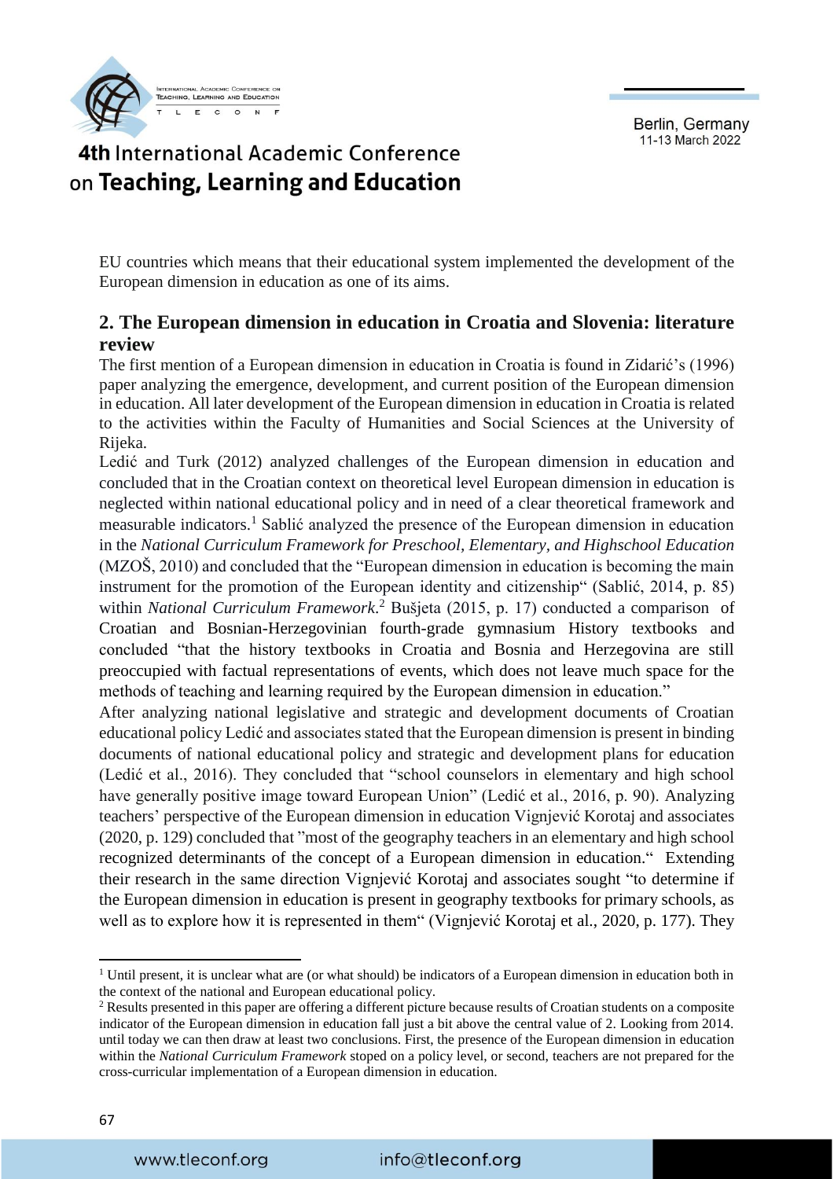EU countries which means that their educational system implemented the development of the European dimension in education as one of its aims.

## 2. The European dimension in education in Croatia and Slovenia: literature review

The first mention of a European dimension in education in Croatia is found in Zidarić's (1996) paper analyzing the emergence, development, and current position of the European dimension in education. All later development of the European dimension in education in Croatia is related to the activities within the Faculty of Humanities and Social Sciences at the University of Rijeka.

Ledić and Turk (2012) analyzed challenges of the European dimension in education and concluded that in the Croatian context on theoretical level European dimension in education is neglected within national educational policy and in need of a clear theoretical framework and measurable indicators.[1] Sablić analyzed the presence of the European dimension in education in the *National Curriculum Framework for Preschool, Elementary, and Highschool Education* (MZOŠ, 2010) and concluded that the "European dimension in education is becoming the main instrument for the promotion of the European identity and citizenship" (Sablić, 2014, p. 85) within *National Curriculum Framework*.[2] Bušjeta (2015, p. 17) conducted a comparison of Croatian and Bosnian-Herzegovinian fourth-grade gymnasium History textbooks and concluded "that the history textbooks in Croatia and Bosnia and Herzegovina are still preoccupied with factual representations of events, which does not leave much space for the methods of teaching and learning required by the European dimension in education."

After analyzing national legislative and strategic and development documents of Croatian educational policy Ledić and associates stated that the European dimension is present in binding documents of national educational policy and strategic and development plans for education (Ledić et al., 2016). They concluded that "school counselors in elementary and high school have generally positive image toward European Union" (Ledić et al., 2016, p. 90). Analyzing teachers' perspective of the European dimension in education Vignjević Korotaj and associates (2020, p. 129) concluded that "most of the geography teachers in an elementary and high school recognized determinants of the concept of a European dimension in education." Extending their research in the same direction Vignjević Korotaj and associates sought "to determine if the European dimension in education is present in geography textbooks for primary schools, as well as to explore how it is represented in them" (Vignjević Korotaj et al., 2020, p. 177). They

---

[1] Until present, it is unclear what are (or what should) be indicators of a European dimension in education both in the context of the national and European educational policy.

[2] Results presented in this paper are offering a different picture because results of Croatian students on a composite indicator of the European dimension in education fall just a bit above the central value of 2. Looking from 2014. until today we can then draw at least two conclusions. First, the presence of the European dimension in education within the *National Curriculum Framework* stoped on a policy level, or second, teachers are not prepared for the cross-curricular implementation of a European dimension in education.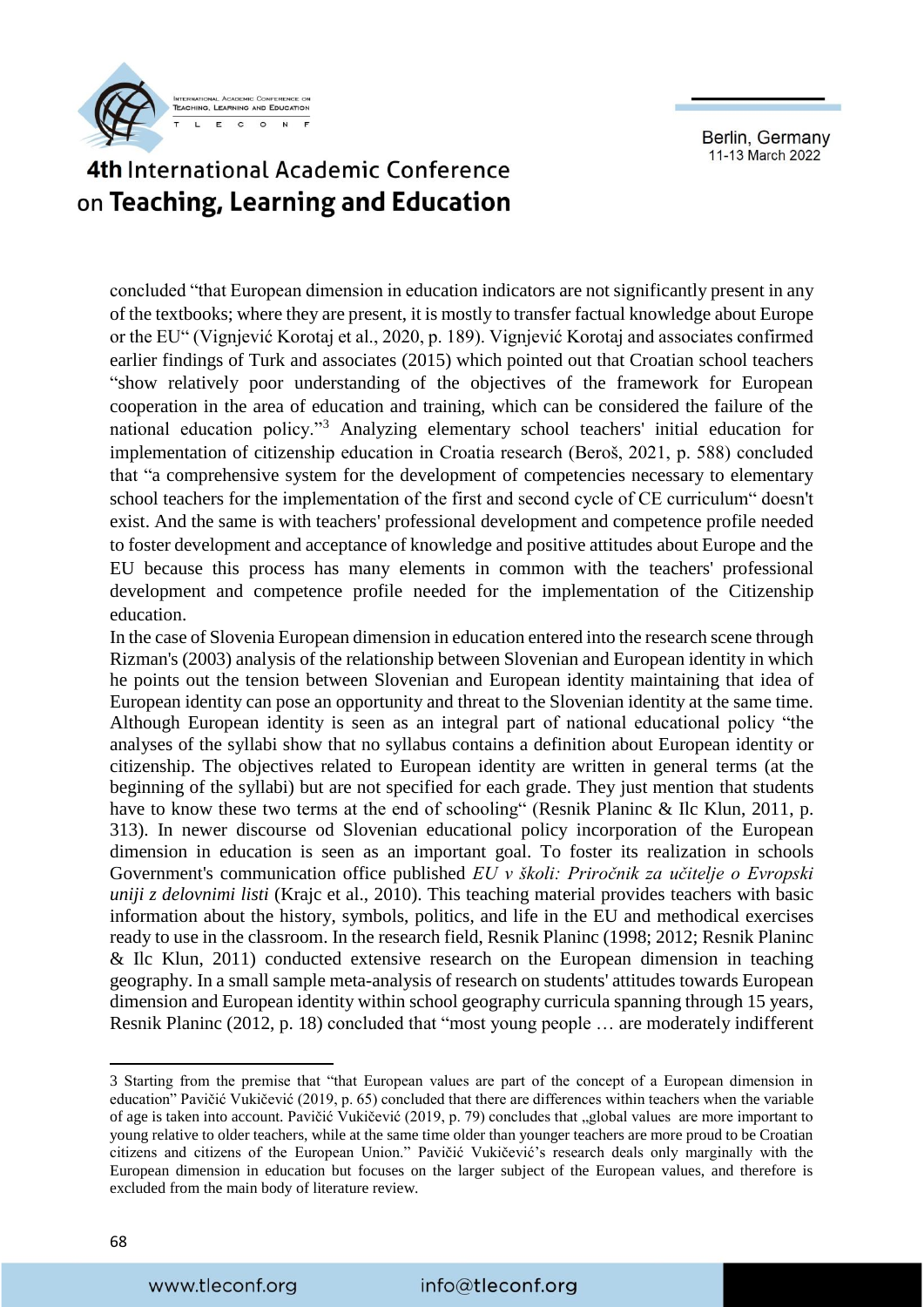concluded "that European dimension in education indicators are not significantly present in any of the textbooks; where they are present, it is mostly to transfer factual knowledge about Europe or the EU" (Vignjević Korotaj et al., 2020, p. 189). Vignjević Korotaj and associates confirmed earlier findings of Turk and associates (2015) which pointed out that Croatian school teachers "show relatively poor understanding of the objectives of the framework for European cooperation in the area of education and training, which can be considered the failure of the national education policy."[3] Analyzing elementary school teachers' initial education for implementation of citizenship education in Croatia research (Beroš, 2021, p. 588) concluded that "a comprehensive system for the development of competencies necessary to elementary school teachers for the implementation of the first and second cycle of CE curriculum" doesn't exist. And the same is with teachers' professional development and competence profile needed to foster development and acceptance of knowledge and positive attitudes about Europe and the EU because this process has many elements in common with the teachers' professional development and competence profile needed for the implementation of the Citizenship education.

In the case of Slovenia European dimension in education entered into the research scene through Rizman's (2003) analysis of the relationship between Slovenian and European identity in which he points out the tension between Slovenian and European identity maintaining that idea of European identity can pose an opportunity and threat to the Slovenian identity at the same time. Although European identity is seen as an integral part of national educational policy "the analyses of the syllabi show that no syllabus contains a definition about European identity or citizenship. The objectives related to European identity are written in general terms (at the beginning of the syllabi) but are not specified for each grade. They just mention that students have to know these two terms at the end of schooling" (Resnik Planinc & Ilc Klun, 2011, p. 313). In newer discourse od Slovenian educational policy incorporation of the European dimension in education is seen as an important goal. To foster its realization in schools Government's communication office published *EU v školi: Priročnik za učitelje o Evropski uniji z delovnimi listi* (Krajc et al., 2010). This teaching material provides teachers with basic information about the history, symbols, politics, and life in the EU and methodical exercises ready to use in the classroom. In the research field, Resnik Planinc (1998; 2012; Resnik Planinc & Ilc Klun, 2011) conducted extensive research on the European dimension in teaching geography. In a small sample meta-analysis of research on students' attitudes towards European dimension and European identity within school geography curricula spanning through 15 years, Resnik Planinc (2012, p. 18) concluded that "most young people … are moderately indifferent

---

3 Starting from the premise that "that European values are part of the concept of a European dimension in education" Pavičić Vukičević (2019, p. 65) concluded that there are differences within teachers when the variable of age is taken into account. Pavičić Vukičević (2019, p. 79) concludes that „global values are more important to young relative to older teachers, while at the same time older than younger teachers are more proud to be Croatian citizens and citizens of the European Union." Pavičić Vukičević's research deals only marginally with the European dimension in education but focuses on the larger subject of the European values, and therefore is excluded from the main body of literature review.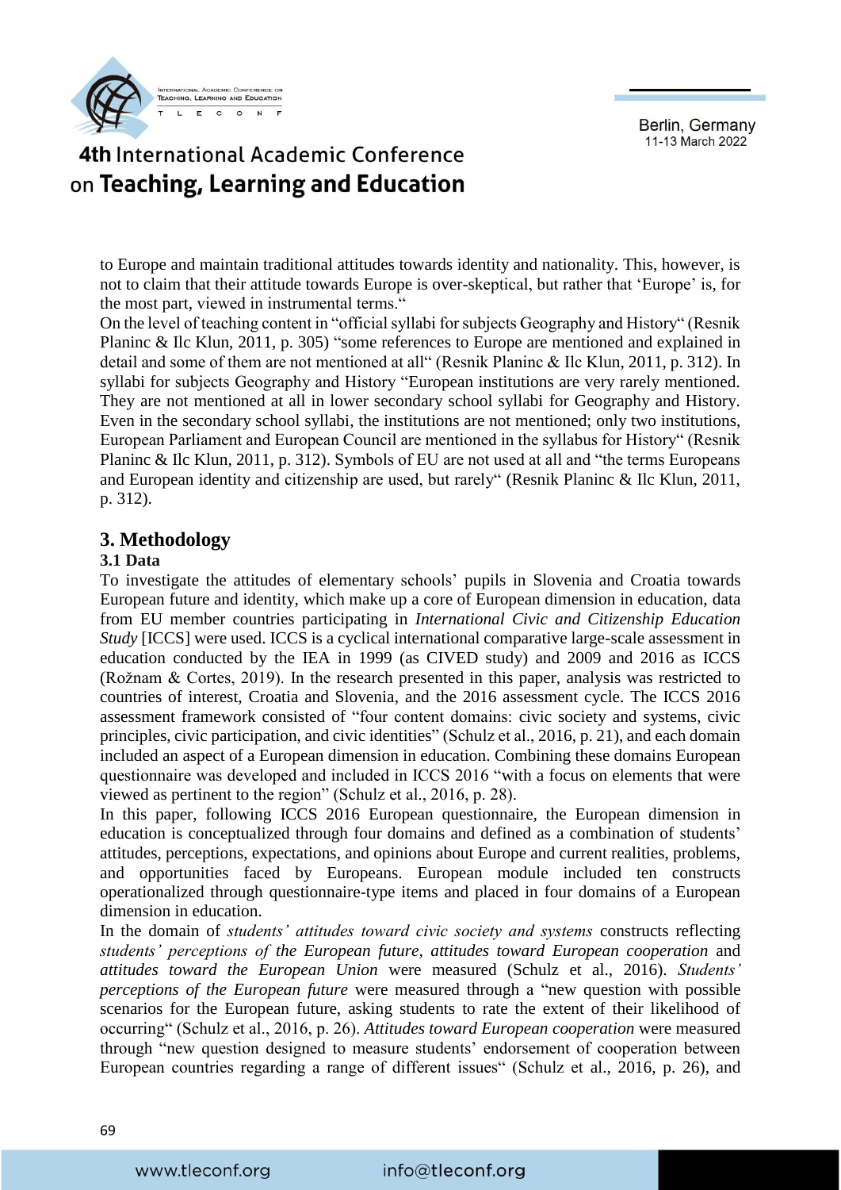to Europe and maintain traditional attitudes towards identity and nationality. This, however, is not to claim that their attitude towards Europe is over-skeptical, but rather that 'Europe' is, for the most part, viewed in instrumental terms."

On the level of teaching content in "official syllabi for subjects Geography and History" (Resnik Planinc & Ilc Klun, 2011, p. 305) "some references to Europe are mentioned and explained in detail and some of them are not mentioned at all" (Resnik Planinc & Ilc Klun, 2011, p. 312). In syllabi for subjects Geography and History "European institutions are very rarely mentioned. They are not mentioned at all in lower secondary school syllabi for Geography and History. Even in the secondary school syllabi, the institutions are not mentioned; only two institutions, European Parliament and European Council are mentioned in the syllabus for History" (Resnik Planinc & Ilc Klun, 2011, p. 312). Symbols of EU are not used at all and "the terms Europeans and European identity and citizenship are used, but rarely" (Resnik Planinc & Ilc Klun, 2011, p. 312).

## 3. Methodology

### 3.1 Data

To investigate the attitudes of elementary schools' pupils in Slovenia and Croatia towards European future and identity, which make up a core of European dimension in education, data from EU member countries participating in *International Civic and Citizenship Education Study* [ICCS] were used. ICCS is a cyclical international comparative large-scale assessment in education conducted by the IEA in 1999 (as CIVED study) and 2009 and 2016 as ICCS (Rožnam & Cortes, 2019). In the research presented in this paper, analysis was restricted to countries of interest, Croatia and Slovenia, and the 2016 assessment cycle. The ICCS 2016 assessment framework consisted of "four content domains: civic society and systems, civic principles, civic participation, and civic identities" (Schulz et al., 2016, p. 21), and each domain included an aspect of a European dimension in education. Combining these domains European questionnaire was developed and included in ICCS 2016 "with a focus on elements that were viewed as pertinent to the region" (Schulz et al., 2016, p. 28).

In this paper, following ICCS 2016 European questionnaire, the European dimension in education is conceptualized through four domains and defined as a combination of students' attitudes, perceptions, expectations, and opinions about Europe and current realities, problems, and opportunities faced by Europeans. European module included ten constructs operationalized through questionnaire-type items and placed in four domains of a European dimension in education.

In the domain of *students' attitudes toward civic society and systems* constructs reflecting *students' perceptions of the European future*, *attitudes toward European cooperation* and *attitudes toward the European Union* were measured (Schulz et al., 2016). *Students' perceptions of the European future* were measured through a "new question with possible scenarios for the European future, asking students to rate the extent of their likelihood of occurring" (Schulz et al., 2016, p. 26). *Attitudes toward European cooperation* were measured through "new question designed to measure students' endorsement of cooperation between European countries regarding a range of different issues" (Schulz et al., 2016, p. 26), and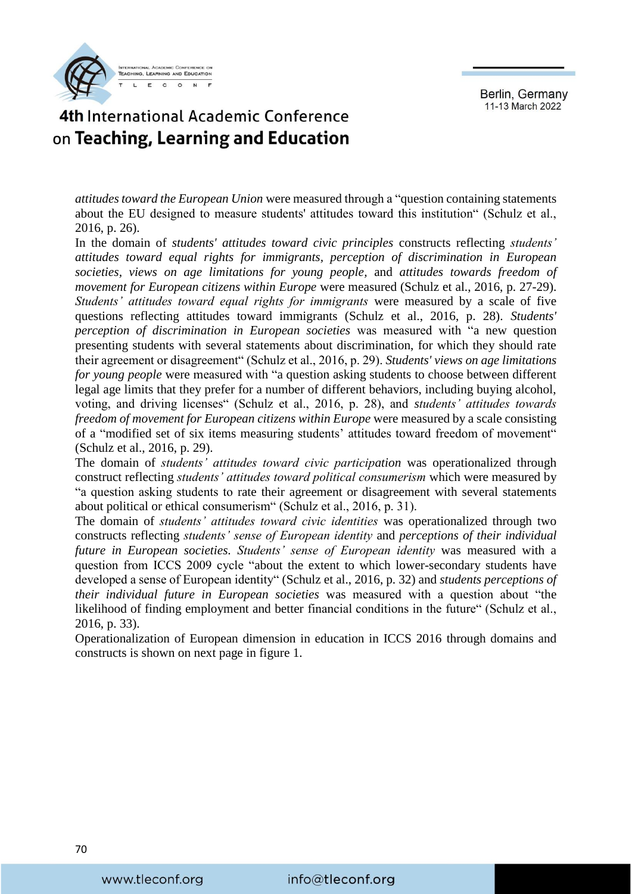*attitudes toward the European Union* were measured through a "question containing statements about the EU designed to measure students' attitudes toward this institution" (Schulz et al., 2016, p. 26).

In the domain of *students' attitudes toward civic principles* constructs reflecting *students' attitudes toward equal rights for immigrants, perception of discrimination in European societies, views on age limitations for young people*, and *attitudes towards freedom of movement for European citizens within Europe* were measured (Schulz et al., 2016, p. 27-29). *Students' attitudes toward equal rights for immigrants* were measured by a scale of five questions reflecting attitudes toward immigrants (Schulz et al., 2016, p. 28). *Students' perception of discrimination in European societies* was measured with "a new question presenting students with several statements about discrimination, for which they should rate their agreement or disagreement" (Schulz et al., 2016, p. 29). *Students' views on age limitations for young people* were measured with "a question asking students to choose between different legal age limits that they prefer for a number of different behaviors, including buying alcohol, voting, and driving licenses" (Schulz et al., 2016, p. 28), and *students' attitudes towards freedom of movement for European citizens within Europe* were measured by a scale consisting of a "modified set of six items measuring students' attitudes toward freedom of movement" (Schulz et al., 2016, p. 29).

The domain of *students' attitudes toward civic participation* was operationalized through construct reflecting *students' attitudes toward political consumerism* which were measured by "a question asking students to rate their agreement or disagreement with several statements about political or ethical consumerism" (Schulz et al., 2016, p. 31).

The domain of *students' attitudes toward civic identities* was operationalized through two constructs reflecting *students' sense of European identity* and *perceptions of their individual future in European societies. Students' sense of European identity* was measured with a question from ICCS 2009 cycle "about the extent to which lower-secondary students have developed a sense of European identity" (Schulz et al., 2016, p. 32) and *students perceptions of their individual future in European societies* was measured with a question about "the likelihood of finding employment and better financial conditions in the future" (Schulz et al., 2016, p. 33).

Operationalization of European dimension in education in ICCS 2016 through domains and constructs is shown on next page in figure 1.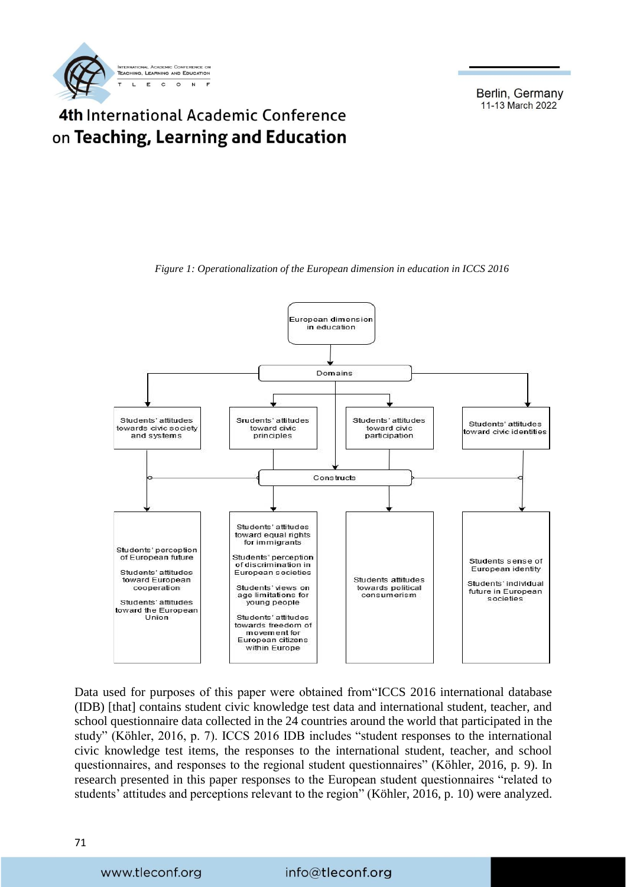*Figure 1: Operationalization of the European dimension in education in ICCS 2016*

European dimension in education

Domains

Students' attitudes towards civic society and systems

Srudents' attitudes toward civic principles

Students' attitudes toward civic participation

Students' attitudes toward civic identities

Constructs

Students' perception of European future

Students' attitudes toward European cooperation

Students' attitudes toward the European Union

Students' attitudes toward equal rights for immigrants

Students' perception of discrimination in European societies

Students' views on age limitations for young people

Students' attitudes towards freedom of movement for European citizens within Europe

Students attitudes towards political consumerism

Students sense of European identity

Students' individual future in European societies

Data used for purposes of this paper were obtained from"ICCS 2016 international database (IDB) [that] contains student civic knowledge test data and international student, teacher, and school questionnaire data collected in the 24 countries around the world that participated in the study" (Köhler, 2016, p. 7). ICCS 2016 IDB includes "student responses to the international civic knowledge test items, the responses to the international student, teacher, and school questionnaires, and responses to the regional student questionnaires" (Köhler, 2016, p. 9). In research presented in this paper responses to the European student questionnaires "related to students' attitudes and perceptions relevant to the region" (Köhler, 2016, p. 10) were analyzed.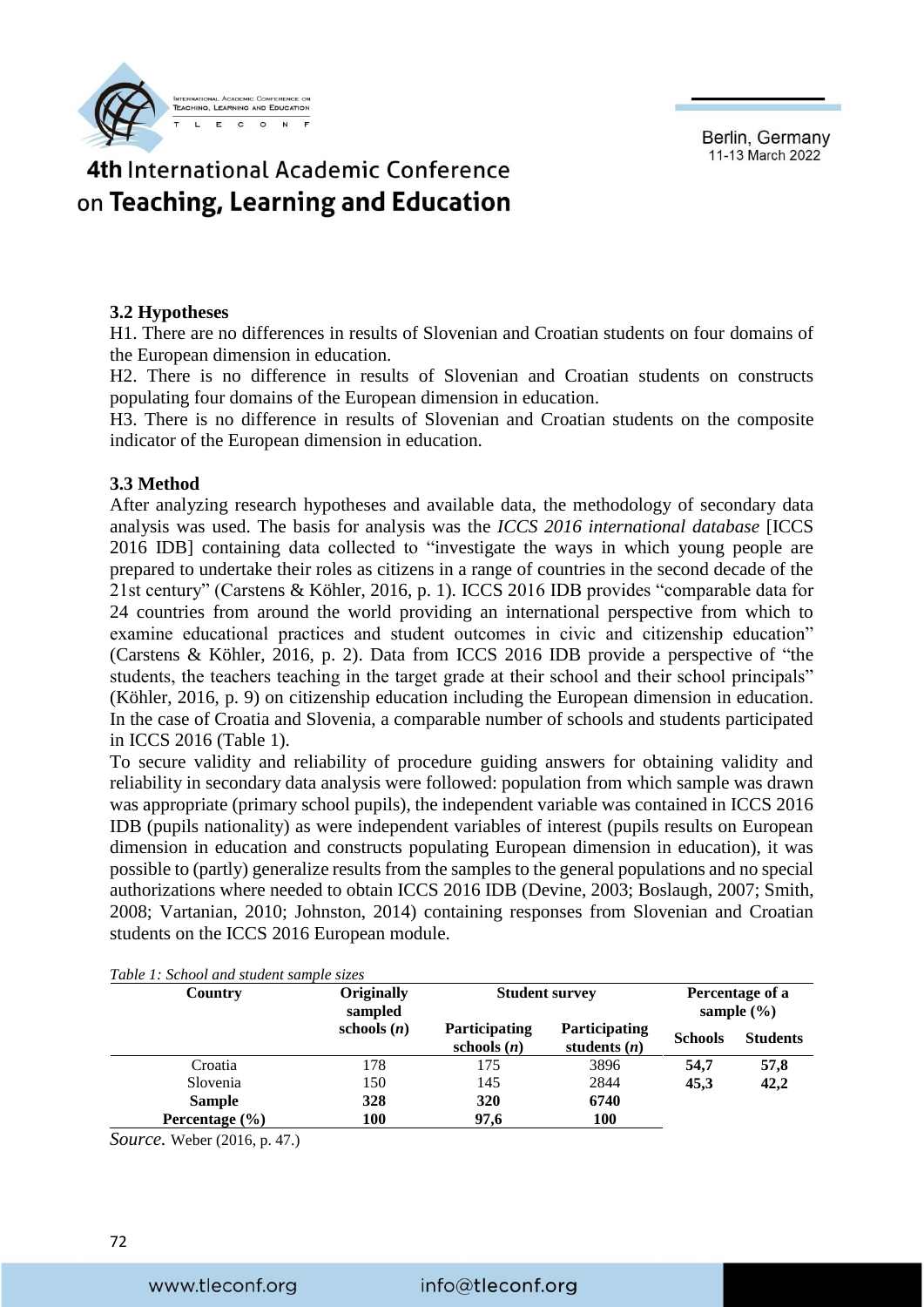### 3.2 Hypotheses

H1. There are no differences in results of Slovenian and Croatian students on four domains of the European dimension in education.

H2. There is no difference in results of Slovenian and Croatian students on constructs populating four domains of the European dimension in education.

H3. There is no difference in results of Slovenian and Croatian students on the composite indicator of the European dimension in education.

### 3.3 Method

After analyzing research hypotheses and available data, the methodology of secondary data analysis was used. The basis for analysis was the *ICCS 2016 international database* [ICCS 2016 IDB] containing data collected to "investigate the ways in which young people are prepared to undertake their roles as citizens in a range of countries in the second decade of the 21st century" (Carstens & Köhler, 2016, p. 1). ICCS 2016 IDB provides "comparable data for 24 countries from around the world providing an international perspective from which to examine educational practices and student outcomes in civic and citizenship education" (Carstens & Köhler, 2016, p. 2). Data from ICCS 2016 IDB provide a perspective of "the students, the teachers teaching in the target grade at their school and their school principals" (Köhler, 2016, p. 9) on citizenship education including the European dimension in education. In the case of Croatia and Slovenia, a comparable number of schools and students participated in ICCS 2016 (Table 1).

To secure validity and reliability of procedure guiding answers for obtaining validity and reliability in secondary data analysis were followed: population from which sample was drawn was appropriate (primary school pupils), the independent variable was contained in ICCS 2016 IDB (pupils nationality) as were independent variables of interest (pupils results on European dimension in education and constructs populating European dimension in education), it was possible to (partly) generalize results from the samples to the general populations and no special authorizations where needed to obtain ICCS 2016 IDB (Devine, 2003; Boslaugh, 2007; Smith, 2008; Vartanian, 2010; Johnston, 2014) containing responses from Slovenian and Croatian students on the ICCS 2016 European module.

*Table 1: School and student sample sizes*

| Country | Originally sampled schools (*n*) | Student survey | | Percentage of a sample (%) | |
|---|---|---|---|---|---|
| | | Participating schools (*n*) | Participating students (*n*) | Schools | Students |
| Croatia | 178 | 175 | 3896 | **54,7** | **57,8** |
| Slovenia | 150 | 145 | 2844 | **45,3** | **42,2** |
| **Sample** | **328** | **320** | **6740** | | |
| **Percentage (%)** | **100** | **97,6** | **100** | | |

*Source.* Weber (2016, p. 47.)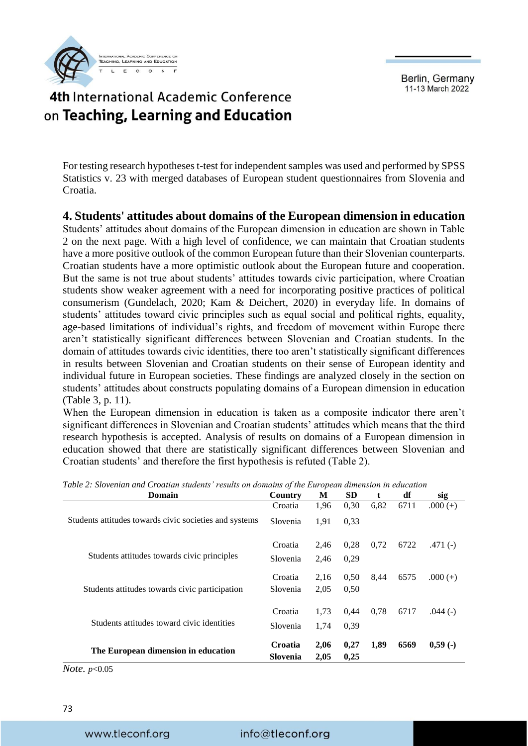For testing research hypotheses t-test for independent samples was used and performed by SPSS Statistics v. 23 with merged databases of European student questionnaires from Slovenia and Croatia.

## 4. Students' attitudes about domains of the European dimension in education

Students' attitudes about domains of the European dimension in education are shown in Table 2 on the next page. With a high level of confidence, we can maintain that Croatian students have a more positive outlook of the common European future than their Slovenian counterparts. Croatian students have a more optimistic outlook about the European future and cooperation. But the same is not true about students' attitudes towards civic participation, where Croatian students show weaker agreement with a need for incorporating positive practices of political consumerism (Gundelach, 2020; Kam & Deichert, 2020) in everyday life. In domains of students' attitudes toward civic principles such as equal social and political rights, equality, age-based limitations of individual's rights, and freedom of movement within Europe there aren't statistically significant differences between Slovenian and Croatian students. In the domain of attitudes towards civic identities, there too aren't statistically significant differences in results between Slovenian and Croatian students on their sense of European identity and individual future in European societies. These findings are analyzed closely in the section on students' attitudes about constructs populating domains of a European dimension in education (Table 3, p. 11).

When the European dimension in education is taken as a composite indicator there aren't significant differences in Slovenian and Croatian students' attitudes which means that the third research hypothesis is accepted. Analysis of results on domains of a European dimension in education showed that there are statistically significant differences between Slovenian and Croatian students' and therefore the first hypothesis is refuted (Table 2).

*Table 2: Slovenian and Croatian students' results on domains of the European dimension in education*

| Domain | Country | M | SD | t | df | sig |
|---|---|---|---|---|---|---|
| Students attitudes towards civic societies and systems | Croatia | 1,96 | 0,30 | 6,82 | 6711 | .000 (+) |
| | Slovenia | 1,91 | 0,33 | | | |
| Students attitudes towards civic principles | Croatia | 2,46 | 0,28 | 0,72 | 6722 | .471 (-) |
| | Slovenia | 2,46 | 0,29 | | | |
| Students attitudes towards civic participation | Croatia | 2,16 | 0,50 | 8,44 | 6575 | .000 (+) |
| | Slovenia | 2,05 | 0,50 | | | |
| Students attitudes toward civic identities | Croatia | 1,73 | 0,44 | 0,78 | 6717 | .044 (-) |
| | Slovenia | 1,74 | 0,39 | | | |
| **The European dimension in education** | **Croatia** | **2,06** | **0,27** | **1,89** | **6569** | **0,59 (-)** |
| | **Slovenia** | **2,05** | **0,25** | | | |

*Note.* $p<0.05$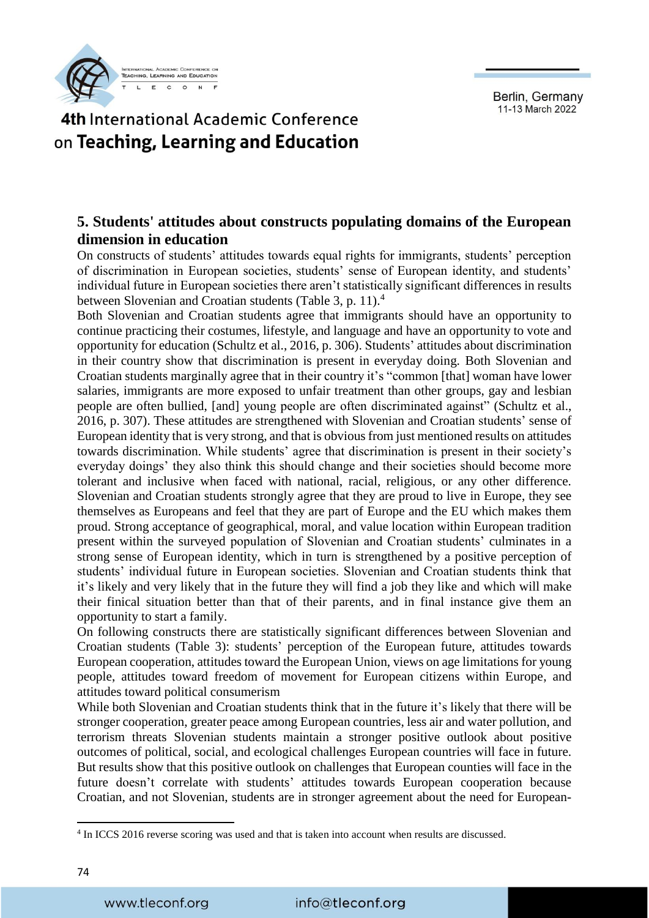## 5. Students' attitudes about constructs populating domains of the European dimension in education

On constructs of students' attitudes towards equal rights for immigrants, students' perception of discrimination in European societies, students' sense of European identity, and students' individual future in European societies there aren't statistically significant differences in results between Slovenian and Croatian students (Table 3, p. 11).[4]

Both Slovenian and Croatian students agree that immigrants should have an opportunity to continue practicing their costumes, lifestyle, and language and have an opportunity to vote and opportunity for education (Schultz et al., 2016, p. 306). Students' attitudes about discrimination in their country show that discrimination is present in everyday doing. Both Slovenian and Croatian students marginally agree that in their country it's "common [that] woman have lower salaries, immigrants are more exposed to unfair treatment than other groups, gay and lesbian people are often bullied, [and] young people are often discriminated against" (Schultz et al., 2016, p. 307). These attitudes are strengthened with Slovenian and Croatian students' sense of European identity that is very strong, and that is obvious from just mentioned results on attitudes towards discrimination. While students' agree that discrimination is present in their society's everyday doings' they also think this should change and their societies should become more tolerant and inclusive when faced with national, racial, religious, or any other difference. Slovenian and Croatian students strongly agree that they are proud to live in Europe, they see themselves as Europeans and feel that they are part of Europe and the EU which makes them proud. Strong acceptance of geographical, moral, and value location within European tradition present within the surveyed population of Slovenian and Croatian students' culminates in a strong sense of European identity, which in turn is strengthened by a positive perception of students' individual future in European societies. Slovenian and Croatian students think that it's likely and very likely that in the future they will find a job they like and which will make their finical situation better than that of their parents, and in final instance give them an opportunity to start a family.

On following constructs there are statistically significant differences between Slovenian and Croatian students (Table 3): students' perception of the European future, attitudes towards European cooperation, attitudes toward the European Union, views on age limitations for young people, attitudes toward freedom of movement for European citizens within Europe, and attitudes toward political consumerism

While both Slovenian and Croatian students think that in the future it's likely that there will be stronger cooperation, greater peace among European countries, less air and water pollution, and terrorism threats Slovenian students maintain a stronger positive outlook about positive outcomes of political, social, and ecological challenges European countries will face in future. But results show that this positive outlook on challenges that European counties will face in the future doesn't correlate with students' attitudes towards European cooperation because Croatian, and not Slovenian, students are in stronger agreement about the need for European-

[4] In ICCS 2016 reverse scoring was used and that is taken into account when results are discussed.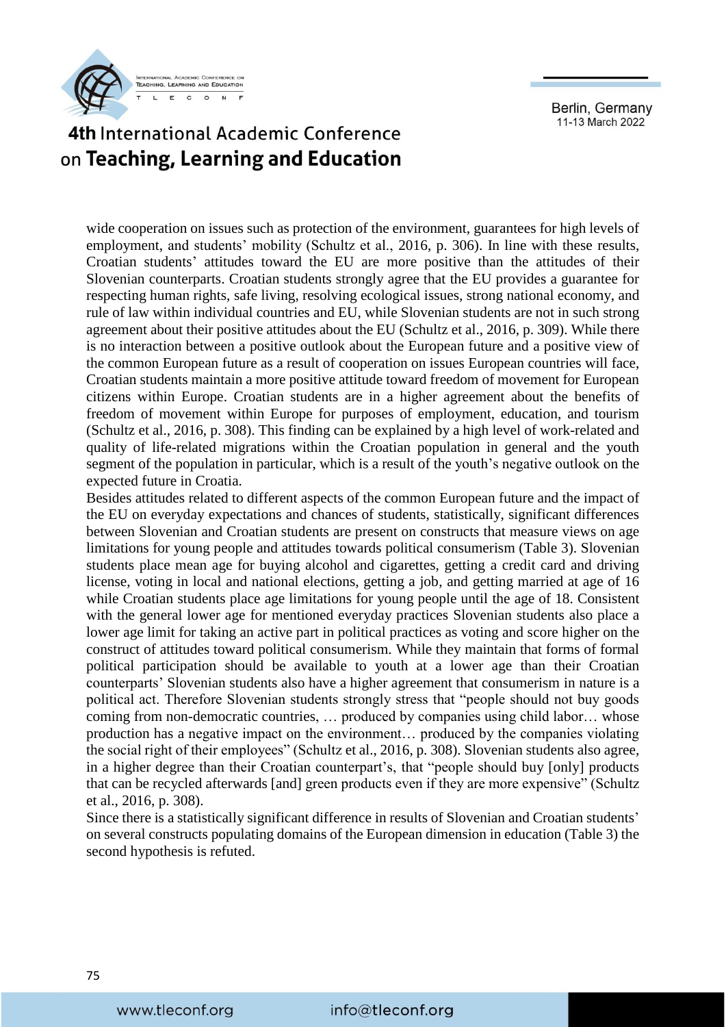wide cooperation on issues such as protection of the environment, guarantees for high levels of employment, and students' mobility (Schultz et al., 2016, p. 306). In line with these results, Croatian students' attitudes toward the EU are more positive than the attitudes of their Slovenian counterparts. Croatian students strongly agree that the EU provides a guarantee for respecting human rights, safe living, resolving ecological issues, strong national economy, and rule of law within individual countries and EU, while Slovenian students are not in such strong agreement about their positive attitudes about the EU (Schultz et al., 2016, p. 309). While there is no interaction between a positive outlook about the European future and a positive view of the common European future as a result of cooperation on issues European countries will face, Croatian students maintain a more positive attitude toward freedom of movement for European citizens within Europe. Croatian students are in a higher agreement about the benefits of freedom of movement within Europe for purposes of employment, education, and tourism (Schultz et al., 2016, p. 308). This finding can be explained by a high level of work-related and quality of life-related migrations within the Croatian population in general and the youth segment of the population in particular, which is a result of the youth's negative outlook on the expected future in Croatia.

Besides attitudes related to different aspects of the common European future and the impact of the EU on everyday expectations and chances of students, statistically, significant differences between Slovenian and Croatian students are present on constructs that measure views on age limitations for young people and attitudes towards political consumerism (Table 3). Slovenian students place mean age for buying alcohol and cigarettes, getting a credit card and driving license, voting in local and national elections, getting a job, and getting married at age of 16 while Croatian students place age limitations for young people until the age of 18. Consistent with the general lower age for mentioned everyday practices Slovenian students also place a lower age limit for taking an active part in political practices as voting and score higher on the construct of attitudes toward political consumerism. While they maintain that forms of formal political participation should be available to youth at a lower age than their Croatian counterparts' Slovenian students also have a higher agreement that consumerism in nature is a political act. Therefore Slovenian students strongly stress that "people should not buy goods coming from non-democratic countries, … produced by companies using child labor… whose production has a negative impact on the environment… produced by the companies violating the social right of their employees" (Schultz et al., 2016, p. 308). Slovenian students also agree, in a higher degree than their Croatian counterpart's, that "people should buy [only] products that can be recycled afterwards [and] green products even if they are more expensive" (Schultz et al., 2016, p. 308).

Since there is a statistically significant difference in results of Slovenian and Croatian students' on several constructs populating domains of the European dimension in education (Table 3) the second hypothesis is refuted.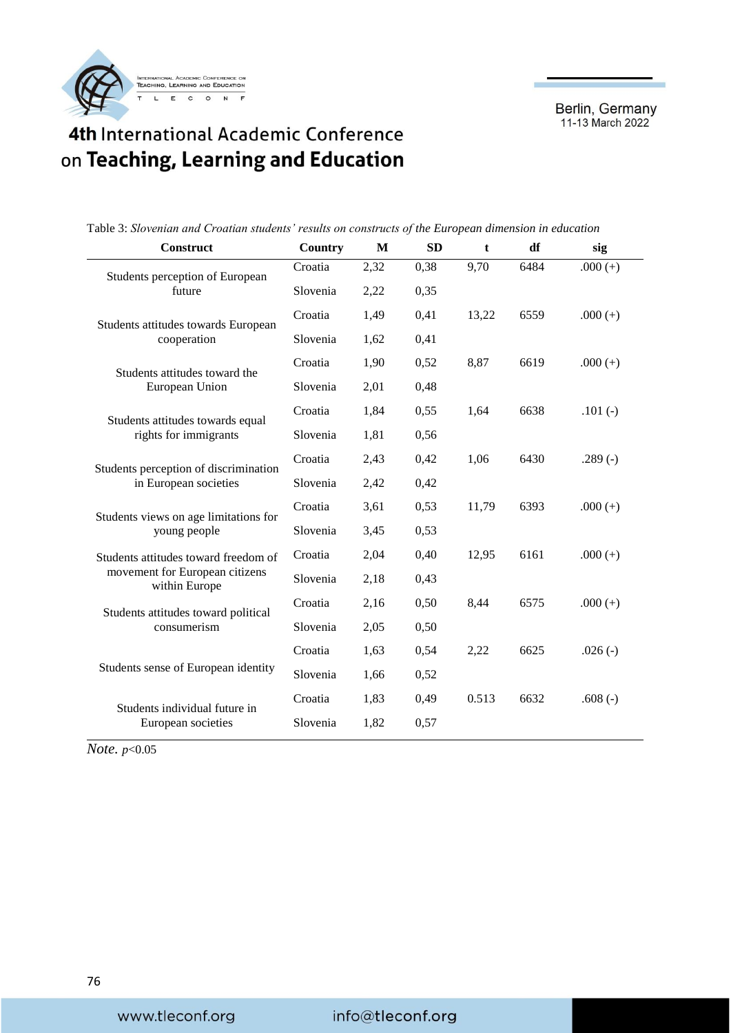Table 3: *Slovenian and Croatian students' results on constructs of the European dimension in education*

| Construct | Country | M | SD | t | df | sig |
|---|---|---|---|---|---|---|
| Students perception of European future | Croatia | 2,32 | 0,38 | 9,70 | 6484 | .000 (+) |
| | Slovenia | 2,22 | 0,35 | | | |
| Students attitudes towards European cooperation | Croatia | 1,49 | 0,41 | 13,22 | 6559 | .000 (+) |
| | Slovenia | 1,62 | 0,41 | | | |
| Students attitudes toward the European Union | Croatia | 1,90 | 0,52 | 8,87 | 6619 | .000 (+) |
| | Slovenia | 2,01 | 0,48 | | | |
| Students attitudes towards equal rights for immigrants | Croatia | 1,84 | 0,55 | 1,64 | 6638 | .101 (-) |
| | Slovenia | 1,81 | 0,56 | | | |
| Students perception of discrimination in European societies | Croatia | 2,43 | 0,42 | 1,06 | 6430 | .289 (-) |
| | Slovenia | 2,42 | 0,42 | | | |
| Students views on age limitations for young people | Croatia | 3,61 | 0,53 | 11,79 | 6393 | .000 (+) |
| | Slovenia | 3,45 | 0,53 | | | |
| Students attitudes toward freedom of movement for European citizens within Europe | Croatia | 2,04 | 0,40 | 12,95 | 6161 | .000 (+) |
| | Slovenia | 2,18 | 0,43 | | | |
| Students attitudes toward political consumerism | Croatia | 2,16 | 0,50 | 8,44 | 6575 | .000 (+) |
| | Slovenia | 2,05 | 0,50 | | | |
| Students sense of European identity | Croatia | 1,63 | 0,54 | 2,22 | 6625 | .026 (-) |
| | Slovenia | 1,66 | 0,52 | | | |
| Students individual future in European societies | Croatia | 1,83 | 0,49 | 0.513 | 6632 | .608 (-) |
| | Slovenia | 1,82 | 0,57 | | | |

*Note.* $p<0.05$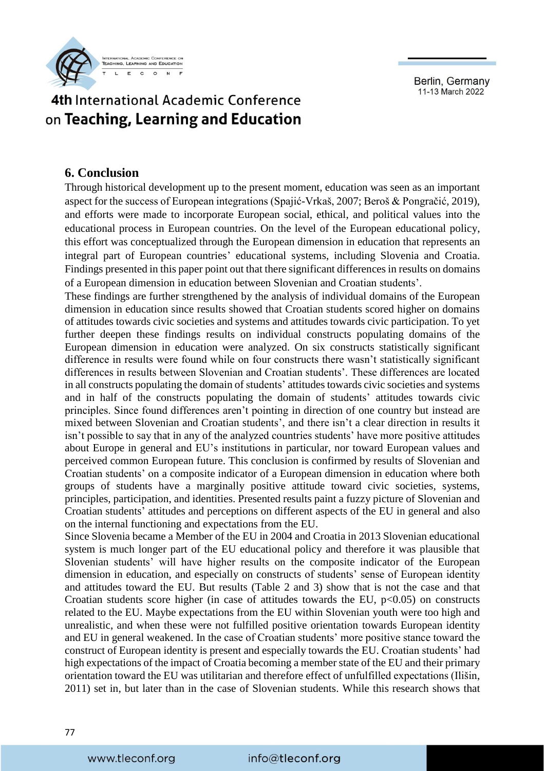## 6. Conclusion

Through historical development up to the present moment, education was seen as an important aspect for the success of European integrations (Spajić-Vrkaš, 2007; Beroš & Pongračić, 2019), and efforts were made to incorporate European social, ethical, and political values into the educational process in European countries. On the level of the European educational policy, this effort was conceptualized through the European dimension in education that represents an integral part of European countries' educational systems, including Slovenia and Croatia. Findings presented in this paper point out that there significant differences in results on domains of a European dimension in education between Slovenian and Croatian students'.

These findings are further strengthened by the analysis of individual domains of the European dimension in education since results showed that Croatian students scored higher on domains of attitudes towards civic societies and systems and attitudes towards civic participation. To yet further deepen these findings results on individual constructs populating domains of the European dimension in education were analyzed. On six constructs statistically significant difference in results were found while on four constructs there wasn't statistically significant differences in results between Slovenian and Croatian students'. These differences are located in all constructs populating the domain of students' attitudes towards civic societies and systems and in half of the constructs populating the domain of students' attitudes towards civic principles. Since found differences aren't pointing in direction of one country but instead are mixed between Slovenian and Croatian students', and there isn't a clear direction in results it isn't possible to say that in any of the analyzed countries students' have more positive attitudes about Europe in general and EU's institutions in particular, nor toward European values and perceived common European future. This conclusion is confirmed by results of Slovenian and Croatian students' on a composite indicator of a European dimension in education where both groups of students have a marginally positive attitude toward civic societies, systems, principles, participation, and identities. Presented results paint a fuzzy picture of Slovenian and Croatian students' attitudes and perceptions on different aspects of the EU in general and also on the internal functioning and expectations from the EU.

Since Slovenia became a Member of the EU in 2004 and Croatia in 2013 Slovenian educational system is much longer part of the EU educational policy and therefore it was plausible that Slovenian students' will have higher results on the composite indicator of the European dimension in education, and especially on constructs of students' sense of European identity and attitudes toward the EU. But results (Table 2 and 3) show that is not the case and that Croatian students score higher (in case of attitudes towards the EU, $p<0.05$) on constructs related to the EU. Maybe expectations from the EU within Slovenian youth were too high and unrealistic, and when these were not fulfilled positive orientation towards European identity and EU in general weakened. In the case of Croatian students' more positive stance toward the construct of European identity is present and especially towards the EU. Croatian students' had high expectations of the impact of Croatia becoming a member state of the EU and their primary orientation toward the EU was utilitarian and therefore effect of unfulfilled expectations (Ilišin, 2011) set in, but later than in the case of Slovenian students. While this research shows that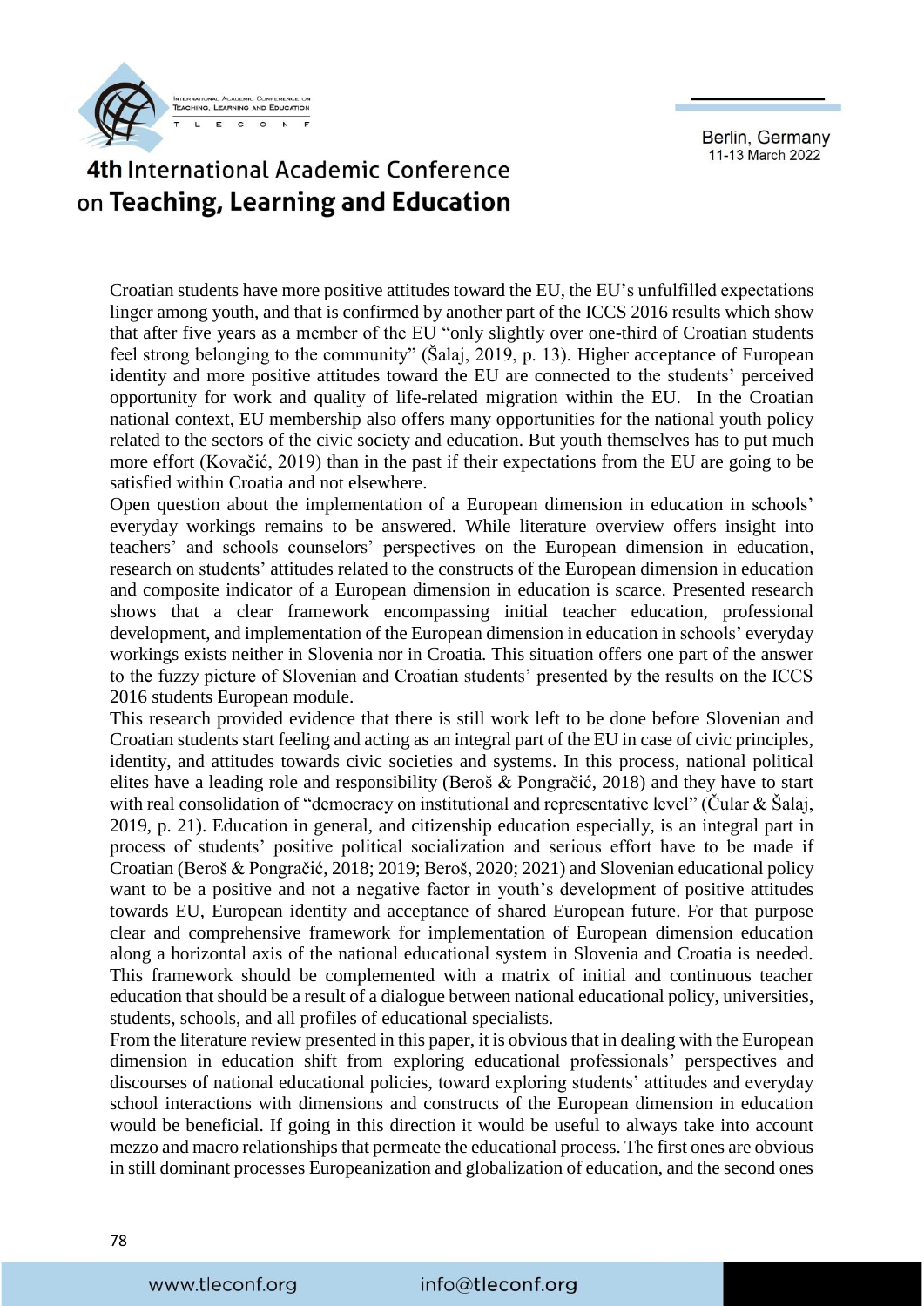Croatian students have more positive attitudes toward the EU, the EU's unfulfilled expectations linger among youth, and that is confirmed by another part of the ICCS 2016 results which show that after five years as a member of the EU "only slightly over one-third of Croatian students feel strong belonging to the community" (Šalaj, 2019, p. 13). Higher acceptance of European identity and more positive attitudes toward the EU are connected to the students' perceived opportunity for work and quality of life-related migration within the EU. In the Croatian national context, EU membership also offers many opportunities for the national youth policy related to the sectors of the civic society and education. But youth themselves has to put much more effort (Kovačić, 2019) than in the past if their expectations from the EU are going to be satisfied within Croatia and not elsewhere.

Open question about the implementation of a European dimension in education in schools' everyday workings remains to be answered. While literature overview offers insight into teachers' and schools counselors' perspectives on the European dimension in education, research on students' attitudes related to the constructs of the European dimension in education and composite indicator of a European dimension in education is scarce. Presented research shows that a clear framework encompassing initial teacher education, professional development, and implementation of the European dimension in education in schools' everyday workings exists neither in Slovenia nor in Croatia. This situation offers one part of the answer to the fuzzy picture of Slovenian and Croatian students' presented by the results on the ICCS 2016 students European module.

This research provided evidence that there is still work left to be done before Slovenian and Croatian students start feeling and acting as an integral part of the EU in case of civic principles, identity, and attitudes towards civic societies and systems. In this process, national political elites have a leading role and responsibility (Beroš & Pongračić, 2018) and they have to start with real consolidation of "democracy on institutional and representative level" (Čular & Šalaj, 2019, p. 21). Education in general, and citizenship education especially, is an integral part in process of students' positive political socialization and serious effort have to be made if Croatian (Beroš & Pongračić, 2018; 2019; Beroš, 2020; 2021) and Slovenian educational policy want to be a positive and not a negative factor in youth's development of positive attitudes towards EU, European identity and acceptance of shared European future. For that purpose clear and comprehensive framework for implementation of European dimension education along a horizontal axis of the national educational system in Slovenia and Croatia is needed. This framework should be complemented with a matrix of initial and continuous teacher education that should be a result of a dialogue between national educational policy, universities, students, schools, and all profiles of educational specialists.

From the literature review presented in this paper, it is obvious that in dealing with the European dimension in education shift from exploring educational professionals' perspectives and discourses of national educational policies, toward exploring students' attitudes and everyday school interactions with dimensions and constructs of the European dimension in education would be beneficial. If going in this direction it would be useful to always take into account mezzo and macro relationships that permeate the educational process. The first ones are obvious in still dominant processes Europeanization and globalization of education, and the second ones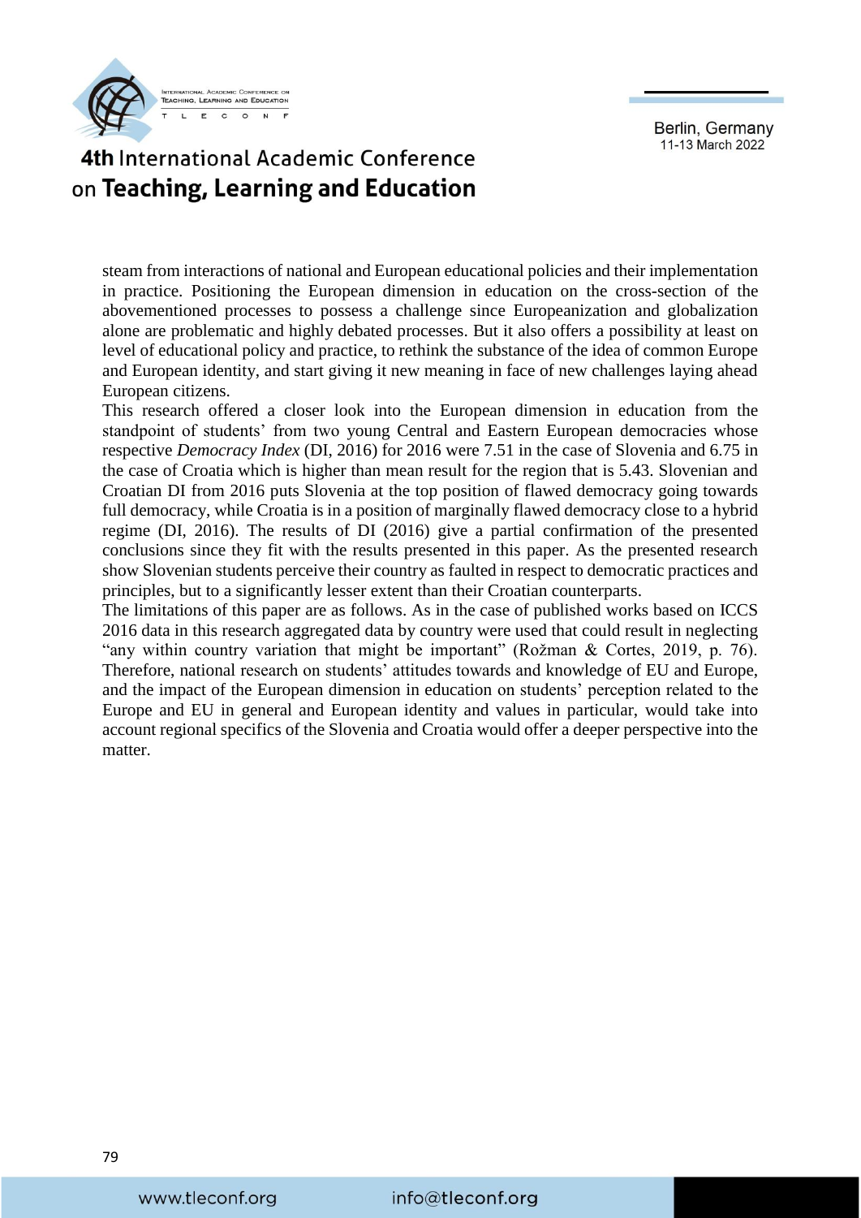steam from interactions of national and European educational policies and their implementation in practice. Positioning the European dimension in education on the cross-section of the abovementioned processes to possess a challenge since Europeanization and globalization alone are problematic and highly debated processes. But it also offers a possibility at least on level of educational policy and practice, to rethink the substance of the idea of common Europe and European identity, and start giving it new meaning in face of new challenges laying ahead European citizens.

This research offered a closer look into the European dimension in education from the standpoint of students' from two young Central and Eastern European democracies whose respective *Democracy Index* (DI, 2016) for 2016 were 7.51 in the case of Slovenia and 6.75 in the case of Croatia which is higher than mean result for the region that is 5.43. Slovenian and Croatian DI from 2016 puts Slovenia at the top position of flawed democracy going towards full democracy, while Croatia is in a position of marginally flawed democracy close to a hybrid regime (DI, 2016). The results of DI (2016) give a partial confirmation of the presented conclusions since they fit with the results presented in this paper. As the presented research show Slovenian students perceive their country as faulted in respect to democratic practices and principles, but to a significantly lesser extent than their Croatian counterparts.

The limitations of this paper are as follows. As in the case of published works based on ICCS 2016 data in this research aggregated data by country were used that could result in neglecting "any within country variation that might be important" (Rožman & Cortes, 2019, p. 76). Therefore, national research on students' attitudes towards and knowledge of EU and Europe, and the impact of the European dimension in education on students' perception related to the Europe and EU in general and European identity and values in particular, would take into account regional specifics of the Slovenia and Croatia would offer a deeper perspective into the matter.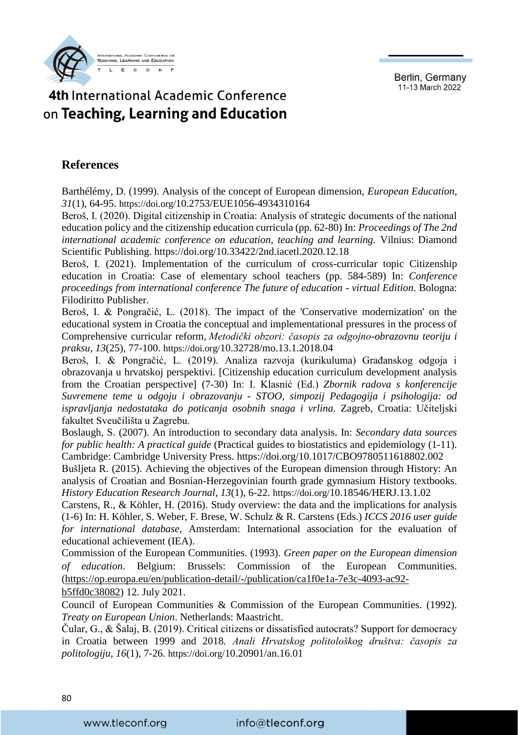## References

Barthélémy, D. (1999). Analysis of the concept of European dimension, *European Education*, *31*(1), 64-95. https://doi.org/10.2753/EUE1056-4934310164

Beroš, I. (2020). Digital citizenship in Croatia: Analysis of strategic documents of the national education policy and the citizenship education curricula (pp. 62-80) In: *Proceedings of The 2nd international academic conference on education, teaching and learning.* Vilnius: Diamond Scientific Publishing. https://doi.org/10.33422/2nd.iacetl.2020.12.18

Beroš, I. (2021). Implementation of the curriculum of cross-curricular topic Citizenship education in Croatia: Case of elementary school teachers (pp. 584-589) In: *Conference proceedings from international conference The future of education - virtual Edition*. Bologna: Filodiritto Publisher.

Beroš, I. & Pongračić, L. (2018). The impact of the 'Conservative modernization' on the educational system in Croatia the conceptual and implementational pressures in the process of Comprehensive curricular reform, *Metodički obzori: časopis za odgojno-obrazovnu teoriju i praksu*, *13*(25), 77-100. https://doi.org/10.32728/mo.13.1.2018.04

Beroš, I. & Pongračić, L. (2019). Analiza razvoja (kurikuluma) Građanskog odgoja i obrazovanja u hrvatskoj perspektivi. [Citizenship education curriculum development analysis from the Croatian perspective] (7-30) In: I. Klasnić (Ed.) *Zbornik radova s konferencije Suvremene teme u odgoju i obrazovanju - STOO, simpozij Pedagogija i psihologija: od ispravljanja nedostataka do poticanja osobnih snaga i vrlina*. Zagreb, Croatia: Učiteljski fakultet Sveučilišta u Zagrebu.

Boslaugh, S. (2007). An introduction to secondary data analysis. In: *Secondary data sources for public health: A practical guide* (Practical guides to biostatistics and epidemiology (1-11). Cambridge: Cambridge University Press. https://doi.org/10.1017/CBO9780511618802.002

Bušljeta R. (2015). Achieving the objectives of the European dimension through History: An analysis of Croatian and Bosnian-Herzegovinian fourth grade gymnasium History textbooks. *History Education Research Journal*, *13*(1), 6-22. https://doi.org/10.18546/HERJ.13.1.02

Carstens, R., & Köhler, H. (2016). Study overview: the data and the implications for analysis (1-6) In: H. Köhler, S. Weber, F. Brese, W. Schulz & R. Carstens (Eds.) *ICCS 2016 user guide for international database*, Amsterdam: International association for the evaluation of educational achievement (IEA).

Commission of the European Communities. (1993). *Green paper on the European dimension of education*. Belgium: Brussels: Commission of the European Communities. (https://op.europa.eu/en/publication-detail/-/publication/ca1f0e1a-7e3c-4093-ac92-b5ffd0c38082) 12. July 2021.

Council of European Communities & Commission of the European Communities. (1992). *Treaty on European Union*. Netherlands: Maastricht.

Čular, G., & Šalaj, B. (2019). Critical citizens or dissatisfied autocrats? Support for democracy in Croatia between 1999 and 2018. *Anali Hrvatskog politološkog društva: časopis za politologiju*, *16*(1), 7-26. https://doi.org/10.20901/an.16.01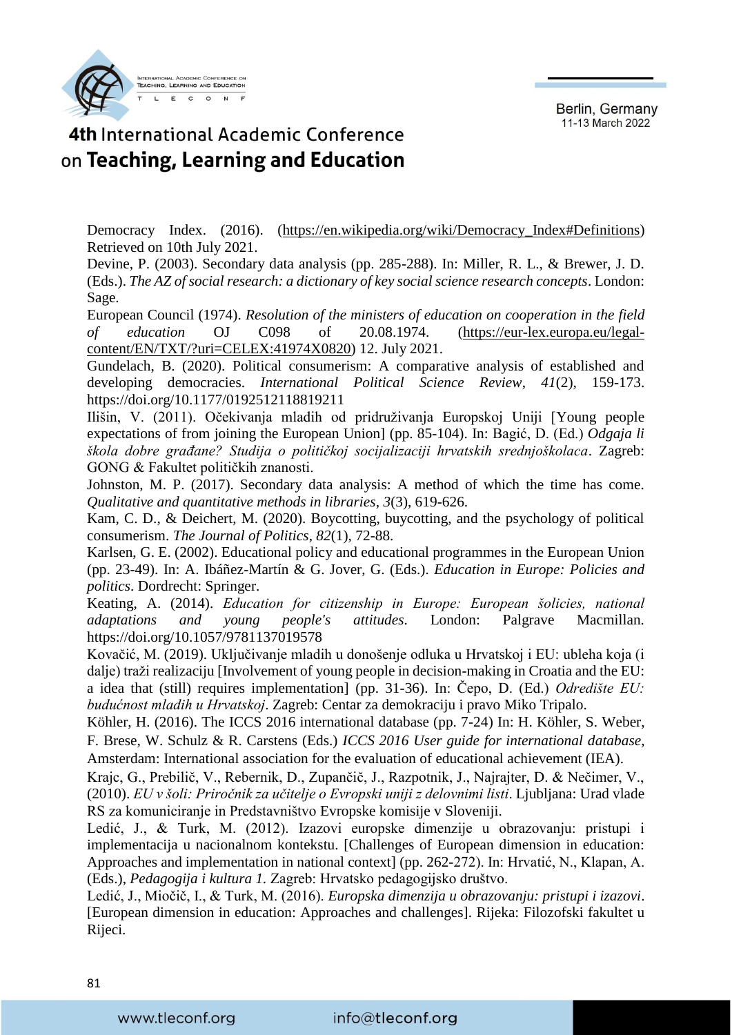Democracy Index. (2016). (https://en.wikipedia.org/wiki/Democracy_Index#Definitions) Retrieved on 10th July 2021.

Devine, P. (2003). Secondary data analysis (pp. 285-288). In: Miller, R. L., & Brewer, J. D. (Eds.). *The AZ of social research: a dictionary of key social science research concepts*. London: Sage.

European Council (1974). *Resolution of the ministers of education on cooperation in the field of education* OJ C098 of 20.08.1974. (https://eur-lex.europa.eu/legal-content/EN/TXT/?uri=CELEX:41974X0820) 12. July 2021.

Gundelach, B. (2020). Political consumerism: A comparative analysis of established and developing democracies. *International Political Science Review*, *41*(2), 159-173. https://doi.org/10.1177/0192512118819211

Ilišin, V. (2011). Očekivanja mladih od pridruživanja Europskoj Uniji [Young people expectations of from joining the European Union] (pp. 85-104). In: Bagić, D. (Ed.) *Odgaja li škola dobre građane? Studija o političkoj socijalizaciji hrvatskih srednjoškolaca*. Zagreb: GONG & Fakultet političkih znanosti.

Johnston, M. P. (2017). Secondary data analysis: A method of which the time has come. *Qualitative and quantitative methods in libraries*, *3*(3), 619-626.

Kam, C. D., & Deichert, M. (2020). Boycotting, buycotting, and the psychology of political consumerism. *The Journal of Politics*, *82*(1), 72-88.

Karlsen, G. E. (2002). Educational policy and educational programmes in the European Union (pp. 23-49). In: A. Ibáñez-Martín & G. Jover, G. (Eds.). *Education in Europe: Policies and politics*. Dordrecht: Springer.

Keating, A. (2014). *Education for citizenship in Europe: European šolicies, national adaptations and young people's attitudes*. London: Palgrave Macmillan. https://doi.org/10.1057/9781137019578

Kovačić, M. (2019). Uključivanje mladih u donošenje odluka u Hrvatskoj i EU: ubleha koja (i dalje) traži realizaciju [Involvement of young people in decision-making in Croatia and the EU: a idea that (still) requires implementation] (pp. 31-36). In: Čepo, D. (Ed.) *Odredište EU: budućnost mladih u Hrvatskoj*. Zagreb: Centar za demokraciju i pravo Miko Tripalo.

Köhler, H. (2016). The ICCS 2016 international database (pp. 7-24) In: H. Köhler, S. Weber, F. Brese, W. Schulz & R. Carstens (Eds.) *ICCS 2016 User guide for international database*, Amsterdam: International association for the evaluation of educational achievement (IEA).

Krajc, G., Prebilič, V., Rebernik, D., Zupančič, J., Razpotnik, J., Najrajter, D. & Nečimer, V., (2010). *EU v šoli: Priročnik za učitelje o Evropski uniji z delovnimi listi*. Ljubljana: Urad vlade RS za komuniciranje in Predstavništvo Evropske komisije v Sloveniji.

Ledić, J., & Turk, M. (2012). Izazovi europske dimenzije u obrazovanju: pristupi i implementacija u nacionalnom kontekstu. [Challenges of European dimension in education: Approaches and implementation in national context] (pp. 262-272). In: Hrvatić, N., Klapan, A. (Eds.), *Pedagogija i kultura 1.* Zagreb: Hrvatsko pedagogijsko društvo.

Ledić, J., Miočič, I., & Turk, M. (2016). *Europska dimenzija u obrazovanju: pristupi i izazovi*. [European dimension in education: Approaches and challenges]. Rijeka: Filozofski fakultet u Rijeci.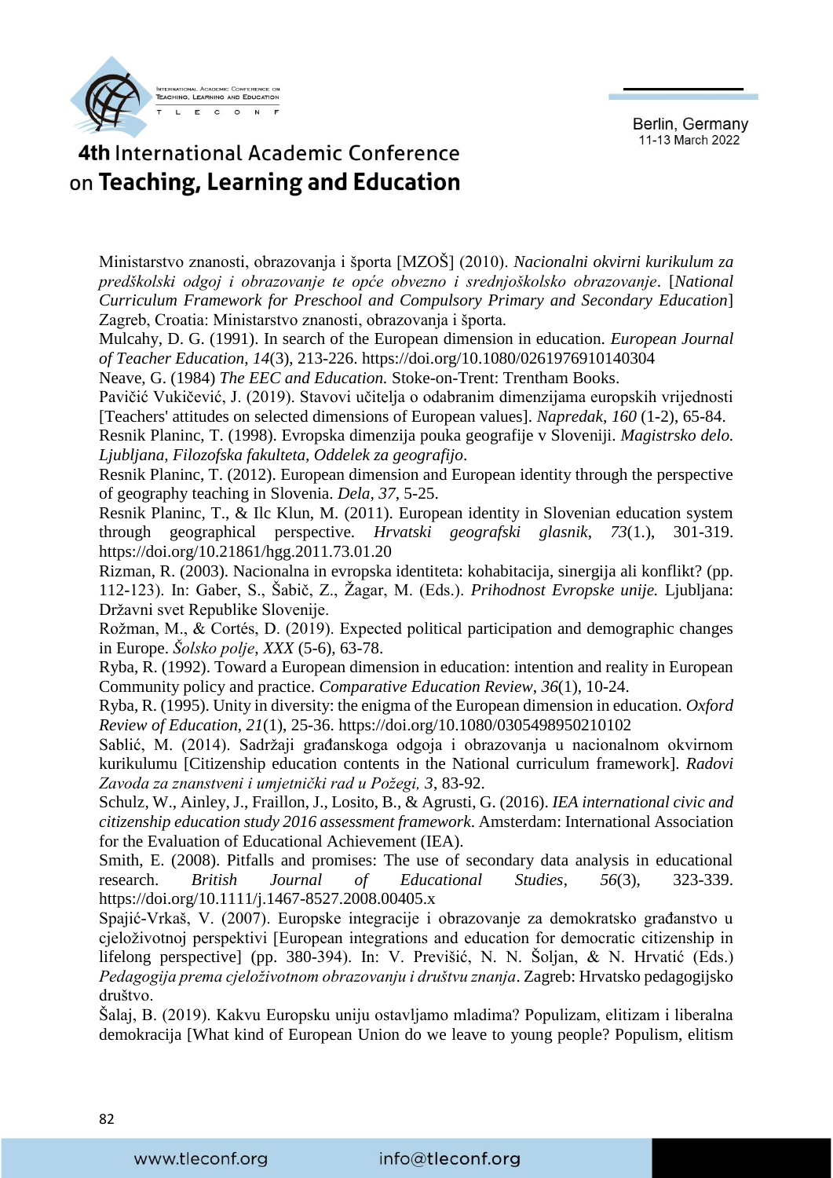Ministarstvo znanosti, obrazovanja i športa [MZOŠ] (2010). *Nacionalni okvirni kurikulum za predškolski odgoj i obrazovanje te opće obvezno i srednjoškolsko obrazovanje*. [*National Curriculum Framework for Preschool and Compulsory Primary and Secondary Education*] Zagreb, Croatia: Ministarstvo znanosti, obrazovanja i športa.

Mulcahy, D. G. (1991). In search of the European dimension in education. *European Journal of Teacher Education*, *14*(3), 213-226. https://doi.org/10.1080/0261976910140304

Neave, G. (1984) *The EEC and Education.* Stoke-on-Trent: Trentham Books.

Pavičić Vukičević, J. (2019). Stavovi učitelja o odabranim dimenzijama europskih vrijednosti [Teachers' attitudes on selected dimensions of European values]. *Napredak*, *160* (1-2), 65-84.

Resnik Planinc, T. (1998). Evropska dimenzija pouka geografije v Sloveniji. *Magistrsko delo. Ljubljana, Filozofska fakulteta, Oddelek za geografijo*.

Resnik Planinc, T. (2012). European dimension and European identity through the perspective of geography teaching in Slovenia. *Dela*, *37*, 5-25.

Resnik Planinc, T., & Ilc Klun, M. (2011). European identity in Slovenian education system through geographical perspective. *Hrvatski geografski glasnik*, *73*(1.), 301-319. https://doi.org/10.21861/hgg.2011.73.01.20

Rizman, R. (2003). Nacionalna in evropska identiteta: kohabitacija, sinergija ali konflikt? (pp. 112-123). In: Gaber, S., Šabič, Z., Žagar, M. (Eds.). *Prihodnost Evropske unije.* Ljubljana: Državni svet Republike Slovenije.

Rožman, M., & Cortés, D. (2019). Expected political participation and demographic changes in Europe. *Šolsko polje*, *XXX* (5-6), 63-78.

Ryba, R. (1992). Toward a European dimension in education: intention and reality in European Community policy and practice. *Comparative Education Review*, *36*(1), 10-24.

Ryba, R. (1995). Unity in diversity: the enigma of the European dimension in education. *Oxford Review of Education*, *21*(1), 25-36. https://doi.org/10.1080/0305498950210102

Sablić, M. (2014). Sadržaji građanskoga odgoja i obrazovanja u nacionalnom okvirnom kurikulumu [Citizenship education contents in the National curriculum framework]. *Radovi Zavoda za znanstveni i umjetnički rad u Požegi, 3*, 83-92.

Schulz, W., Ainley, J., Fraillon, J., Losito, B., & Agrusti, G. (2016). *IEA international civic and citizenship education study 2016 assessment framework*. Amsterdam: International Association for the Evaluation of Educational Achievement (IEA).

Smith, E. (2008). Pitfalls and promises: The use of secondary data analysis in educational research. *British Journal of Educational Studies*, *56*(3), 323-339. https://doi.org/10.1111/j.1467-8527.2008.00405.x

Spajić-Vrkaš, V. (2007). Europske integracije i obrazovanje za demokratsko građanstvo u cjeloživotnoj perspektivi [European integrations and education for democratic citizenship in lifelong perspective] (pp. 380-394). In: V. Previšić, N. N. Šoljan, & N. Hrvatić (Eds.) *Pedagogija prema cjeloživotnom obrazovanju i društvu znanja*. Zagreb: Hrvatsko pedagogijsko društvo.

Šalaj, B. (2019). Kakvu Europsku uniju ostavljamo mladima? Populizam, elitizam i liberalna demokracija [What kind of European Union do we leave to young people? Populism, elitism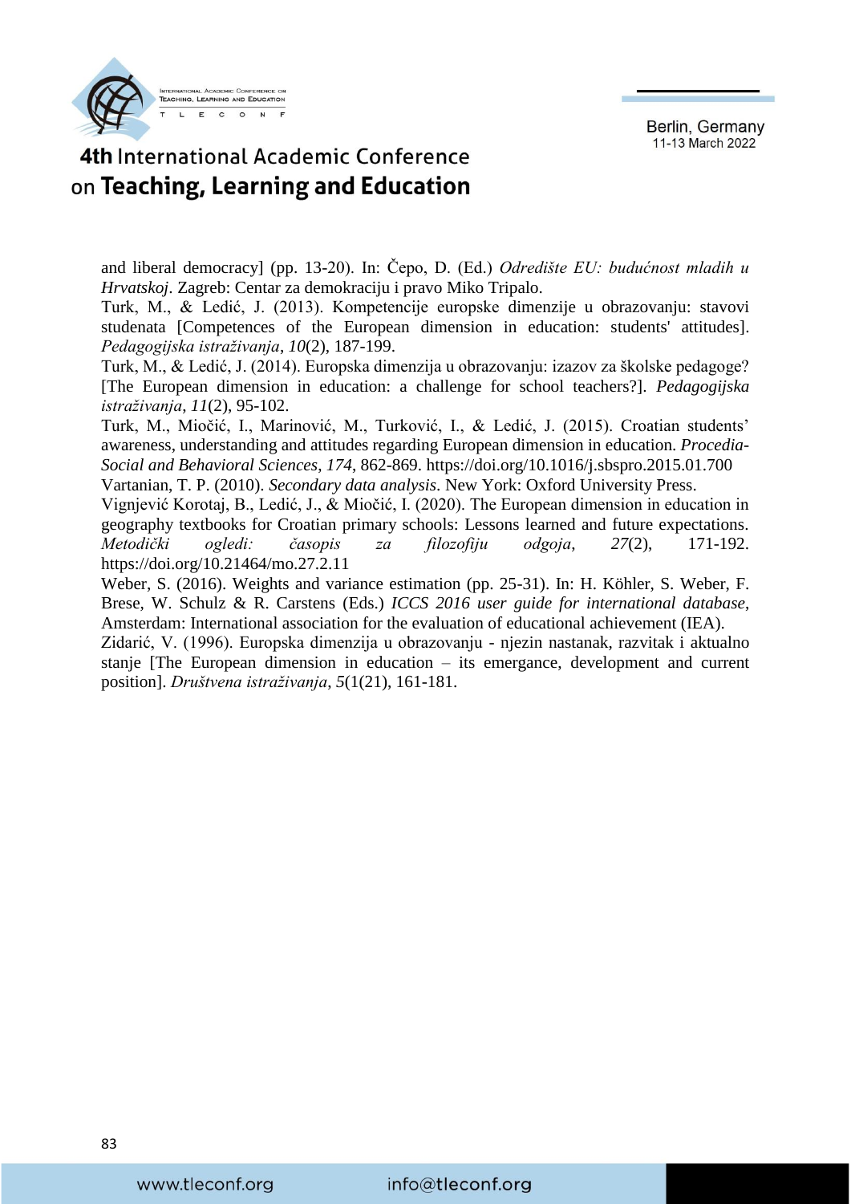and liberal democracy] (pp. 13-20). In: Čepo, D. (Ed.) *Odredište EU: budućnost mladih u Hrvatskoj*. Zagreb: Centar za demokraciju i pravo Miko Tripalo.

Turk, M., & Ledić, J. (2013). Kompetencije europske dimenzije u obrazovanju: stavovi studenata [Competences of the European dimension in education: students' attitudes]. *Pedagogijska istraživanja*, *10*(2), 187-199.

Turk, M., & Ledić, J. (2014). Europska dimenzija u obrazovanju: izazov za školske pedagoge? [The European dimension in education: a challenge for school teachers?]. *Pedagogijska istraživanja*, *11*(2), 95-102.

Turk, M., Miočić, I., Marinović, M., Turković, I., & Ledić, J. (2015). Croatian students' awareness, understanding and attitudes regarding European dimension in education. *Procedia-Social and Behavioral Sciences*, *174*, 862-869. https://doi.org/10.1016/j.sbspro.2015.01.700

Vartanian, T. P. (2010). *Secondary data analysis*. New York: Oxford University Press.

Vignjević Korotaj, B., Ledić, J., & Miočić, I. (2020). The European dimension in education in geography textbooks for Croatian primary schools: Lessons learned and future expectations. *Metodički ogledi: časopis za filozofiju odgoja*, *27*(2), 171-192. https://doi.org/10.21464/mo.27.2.11

Weber, S. (2016). Weights and variance estimation (pp. 25-31). In: H. Köhler, S. Weber, F. Brese, W. Schulz & R. Carstens (Eds.) *ICCS 2016 user guide for international database*, Amsterdam: International association for the evaluation of educational achievement (IEA).

Zidarić, V. (1996). Europska dimenzija u obrazovanju - njezin nastanak, razvitak i aktualno stanje [The European dimension in education – its emergance, development and current position]. *Društvena istraživanja*, *5*(1(21), 161-181.